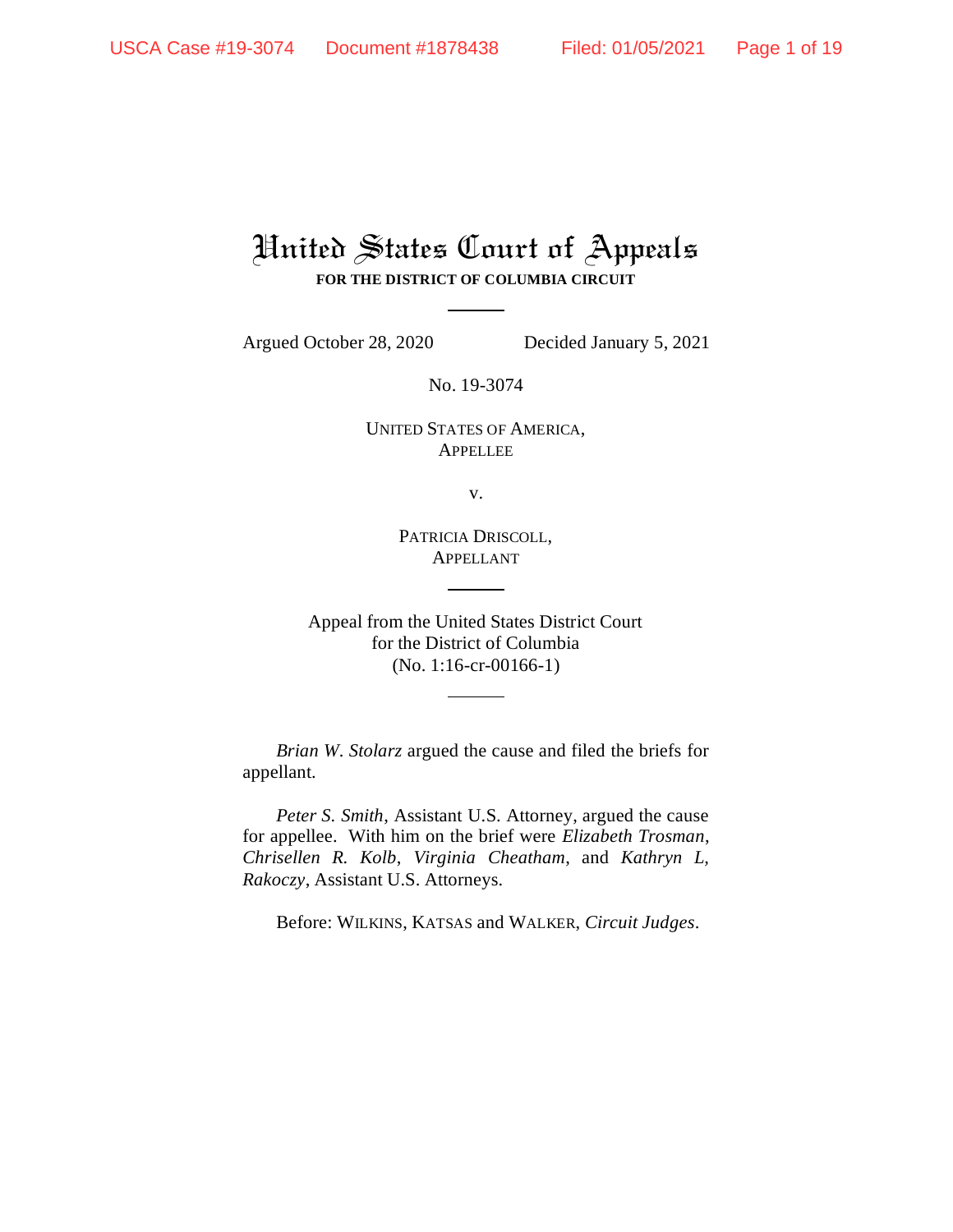# United States Court of Appeals

**FOR THE DISTRICT OF COLUMBIA CIRCUIT**

Argued October 28, 2020 Decided January 5, 2021

No. 19-3074

UNITED STATES OF AMERICA,
APPELLEE

v.

PATRICIA DRISCOLL,
APPELLANT

Appeal from the United States District Court
for the District of Columbia
(No. 1:16-cr-00166-1)

*Brian W. Stolarz* argued the cause and filed the briefs for appellant.

*Peter S. Smith*, Assistant U.S. Attorney, argued the cause for appellee. With him on the brief were *Elizabeth Trosman*, *Chrisellen R. Kolb*, *Virginia Cheatham*, and *Kathryn L, Rakoczy*, Assistant U.S. Attorneys.

Before: WILKINS, KATSAS and WALKER, *Circuit Judges*.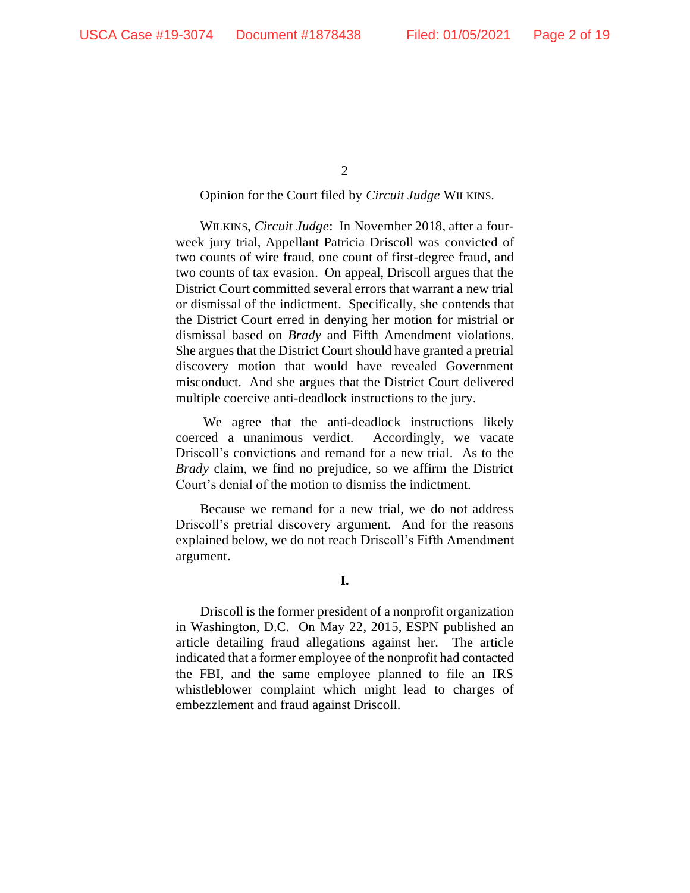Opinion for the Court filed by *Circuit Judge* WILKINS.

WILKINS, *Circuit Judge*: In November 2018, after a four-week jury trial, Appellant Patricia Driscoll was convicted of two counts of wire fraud, one count of first-degree fraud, and two counts of tax evasion. On appeal, Driscoll argues that the District Court committed several errors that warrant a new trial or dismissal of the indictment. Specifically, she contends that the District Court erred in denying her motion for mistrial or dismissal based on *Brady* and Fifth Amendment violations. She argues that the District Court should have granted a pretrial discovery motion that would have revealed Government misconduct. And she argues that the District Court delivered multiple coercive anti-deadlock instructions to the jury.

We agree that the anti-deadlock instructions likely coerced a unanimous verdict. Accordingly, we vacate Driscoll's convictions and remand for a new trial. As to the *Brady* claim, we find no prejudice, so we affirm the District Court's denial of the motion to dismiss the indictment.

Because we remand for a new trial, we do not address Driscoll's pretrial discovery argument. And for the reasons explained below, we do not reach Driscoll's Fifth Amendment argument.

## I.

Driscoll is the former president of a nonprofit organization in Washington, D.C. On May 22, 2015, ESPN published an article detailing fraud allegations against her. The article indicated that a former employee of the nonprofit had contacted the FBI, and the same employee planned to file an IRS whistleblower complaint which might lead to charges of embezzlement and fraud against Driscoll.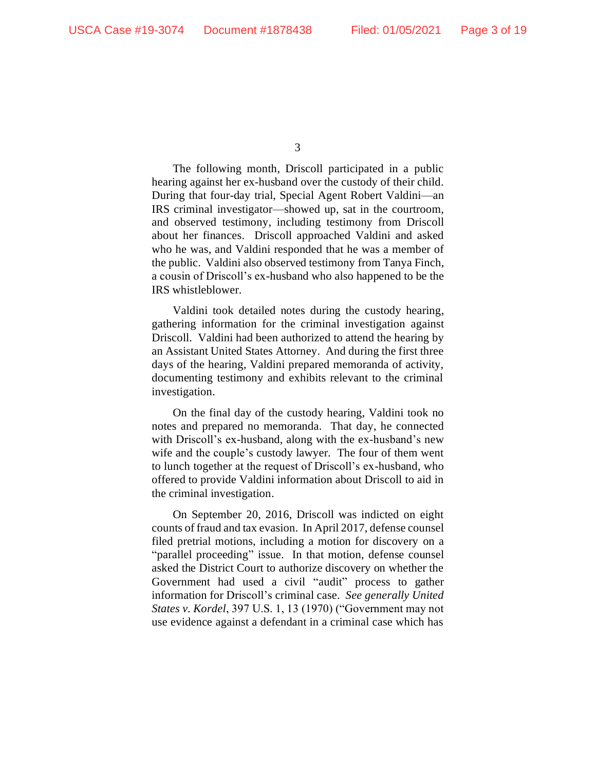The following month, Driscoll participated in a public hearing against her ex-husband over the custody of their child. During that four-day trial, Special Agent Robert Valdini—an IRS criminal investigator—showed up, sat in the courtroom, and observed testimony, including testimony from Driscoll about her finances. Driscoll approached Valdini and asked who he was, and Valdini responded that he was a member of the public. Valdini also observed testimony from Tanya Finch, a cousin of Driscoll's ex-husband who also happened to be the IRS whistleblower.

Valdini took detailed notes during the custody hearing, gathering information for the criminal investigation against Driscoll. Valdini had been authorized to attend the hearing by an Assistant United States Attorney. And during the first three days of the hearing, Valdini prepared memoranda of activity, documenting testimony and exhibits relevant to the criminal investigation.

On the final day of the custody hearing, Valdini took no notes and prepared no memoranda. That day, he connected with Driscoll's ex-husband, along with the ex-husband's new wife and the couple's custody lawyer. The four of them went to lunch together at the request of Driscoll's ex-husband, who offered to provide Valdini information about Driscoll to aid in the criminal investigation.

On September 20, 2016, Driscoll was indicted on eight counts of fraud and tax evasion. In April 2017, defense counsel filed pretrial motions, including a motion for discovery on a "parallel proceeding" issue. In that motion, defense counsel asked the District Court to authorize discovery on whether the Government had used a civil "audit" process to gather information for Driscoll's criminal case. *See generally United States v. Kordel*, 397 U.S. 1, 13 (1970) ("Government may not use evidence against a defendant in a criminal case which has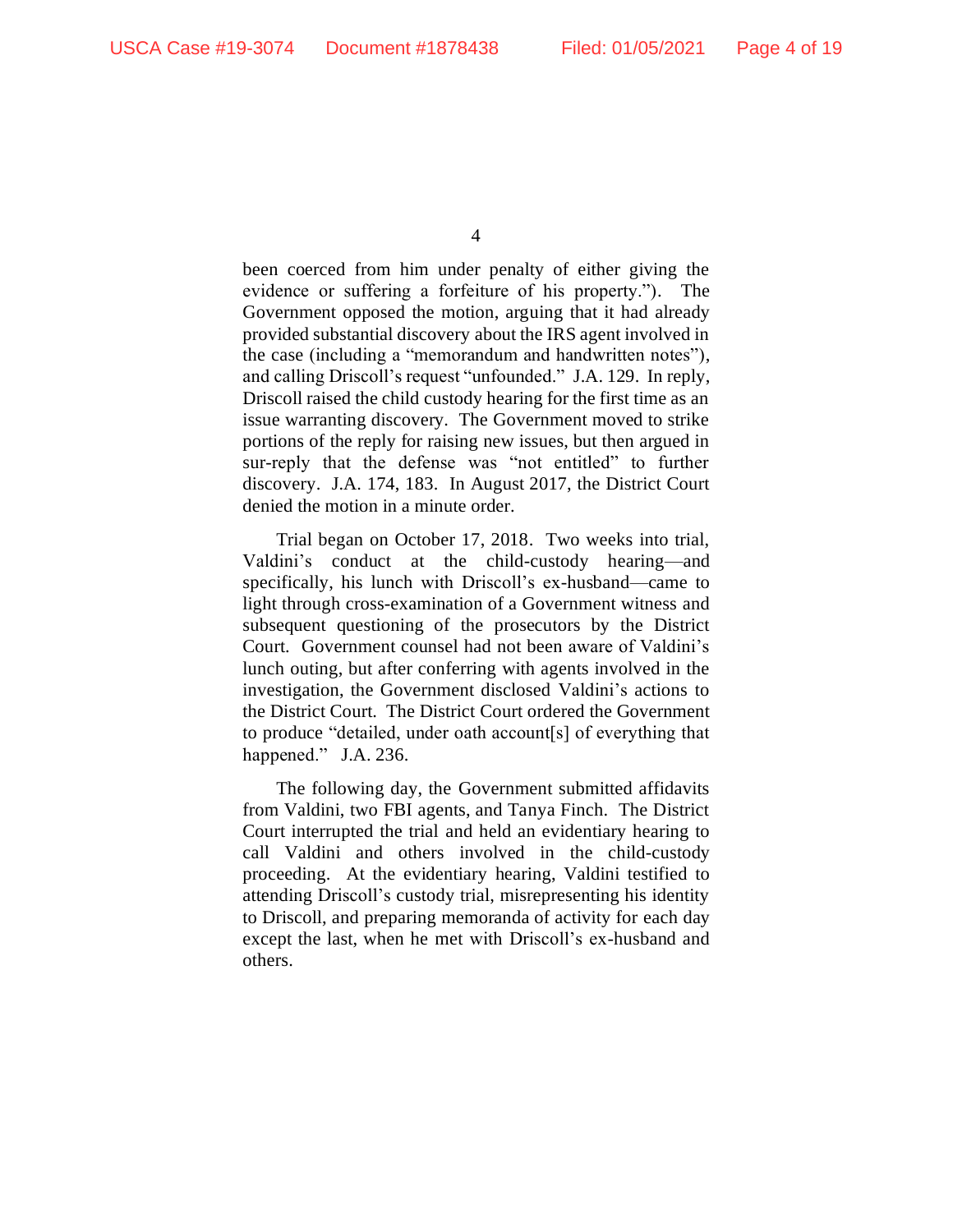been coerced from him under penalty of either giving the evidence or suffering a forfeiture of his property."). The Government opposed the motion, arguing that it had already provided substantial discovery about the IRS agent involved in the case (including a "memorandum and handwritten notes"), and calling Driscoll's request "unfounded." J.A. 129. In reply, Driscoll raised the child custody hearing for the first time as an issue warranting discovery. The Government moved to strike portions of the reply for raising new issues, but then argued in sur-reply that the defense was "not entitled" to further discovery. J.A. 174, 183. In August 2017, the District Court denied the motion in a minute order.

Trial began on October 17, 2018. Two weeks into trial, Valdini's conduct at the child-custody hearing—and specifically, his lunch with Driscoll's ex-husband—came to light through cross-examination of a Government witness and subsequent questioning of the prosecutors by the District Court. Government counsel had not been aware of Valdini's lunch outing, but after conferring with agents involved in the investigation, the Government disclosed Valdini's actions to the District Court. The District Court ordered the Government to produce "detailed, under oath account[s] of everything that happened." J.A. 236.

The following day, the Government submitted affidavits from Valdini, two FBI agents, and Tanya Finch. The District Court interrupted the trial and held an evidentiary hearing to call Valdini and others involved in the child-custody proceeding. At the evidentiary hearing, Valdini testified to attending Driscoll's custody trial, misrepresenting his identity to Driscoll, and preparing memoranda of activity for each day except the last, when he met with Driscoll's ex-husband and others.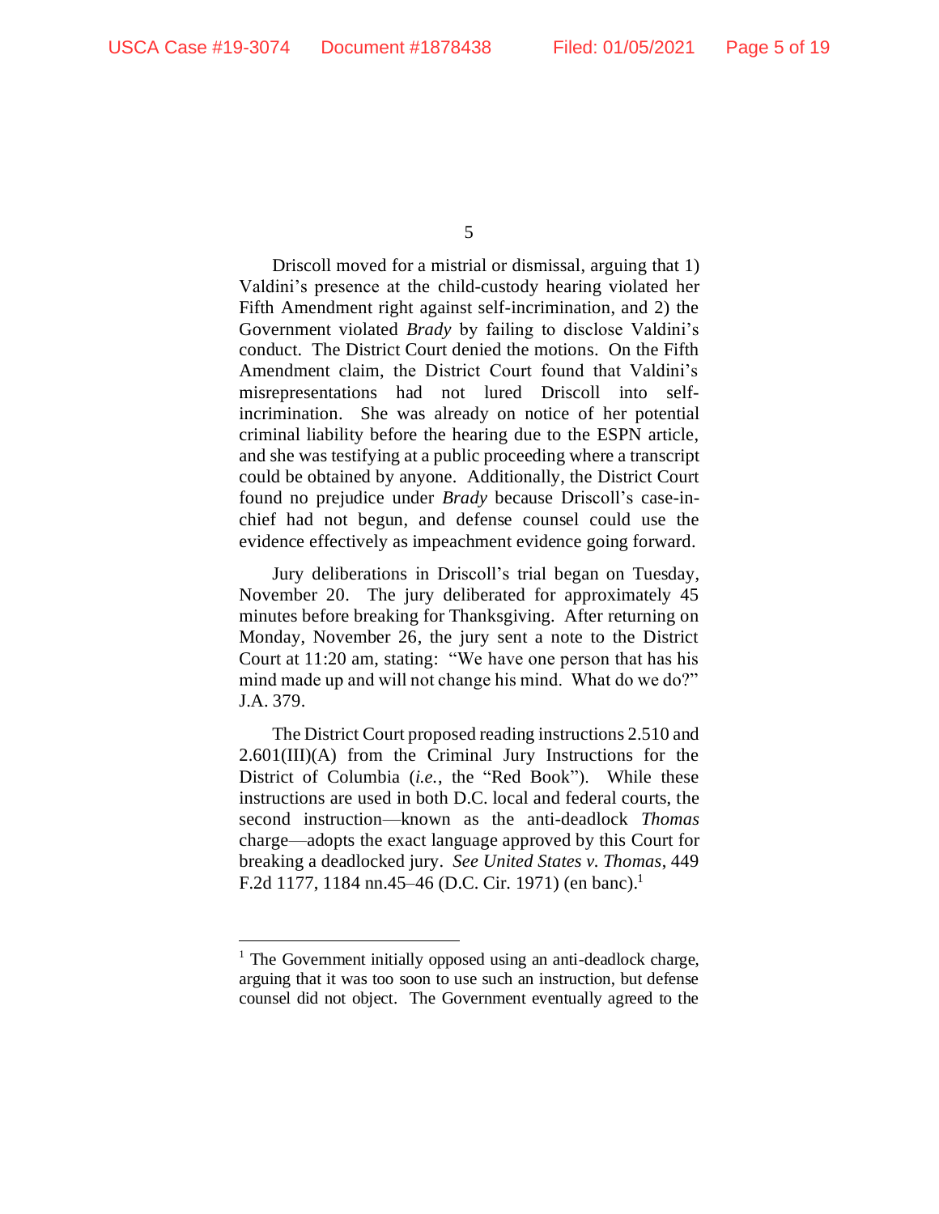Driscoll moved for a mistrial or dismissal, arguing that 1) Valdini's presence at the child-custody hearing violated her Fifth Amendment right against self-incrimination, and 2) the Government violated *Brady* by failing to disclose Valdini's conduct. The District Court denied the motions. On the Fifth Amendment claim, the District Court found that Valdini's misrepresentations had not lured Driscoll into self-incrimination. She was already on notice of her potential criminal liability before the hearing due to the ESPN article, and she was testifying at a public proceeding where a transcript could be obtained by anyone. Additionally, the District Court found no prejudice under *Brady* because Driscoll's case-in-chief had not begun, and defense counsel could use the evidence effectively as impeachment evidence going forward.

Jury deliberations in Driscoll's trial began on Tuesday, November 20. The jury deliberated for approximately 45 minutes before breaking for Thanksgiving. After returning on Monday, November 26, the jury sent a note to the District Court at 11:20 am, stating: "We have one person that has his mind made up and will not change his mind. What do we do?" J.A. 379.

The District Court proposed reading instructions 2.510 and 2.601(III)(A) from the Criminal Jury Instructions for the District of Columbia (*i.e.*, the "Red Book"). While these instructions are used in both D.C. local and federal courts, the second instruction—known as the anti-deadlock *Thomas* charge—adopts the exact language approved by this Court for breaking a deadlocked jury. *See United States v. Thomas*, 449 F.2d 1177, 1184 nn.45–46 (D.C. Cir. 1971) (en banc).[1]

[1] The Government initially opposed using an anti-deadlock charge, arguing that it was too soon to use such an instruction, but defense counsel did not object. The Government eventually agreed to the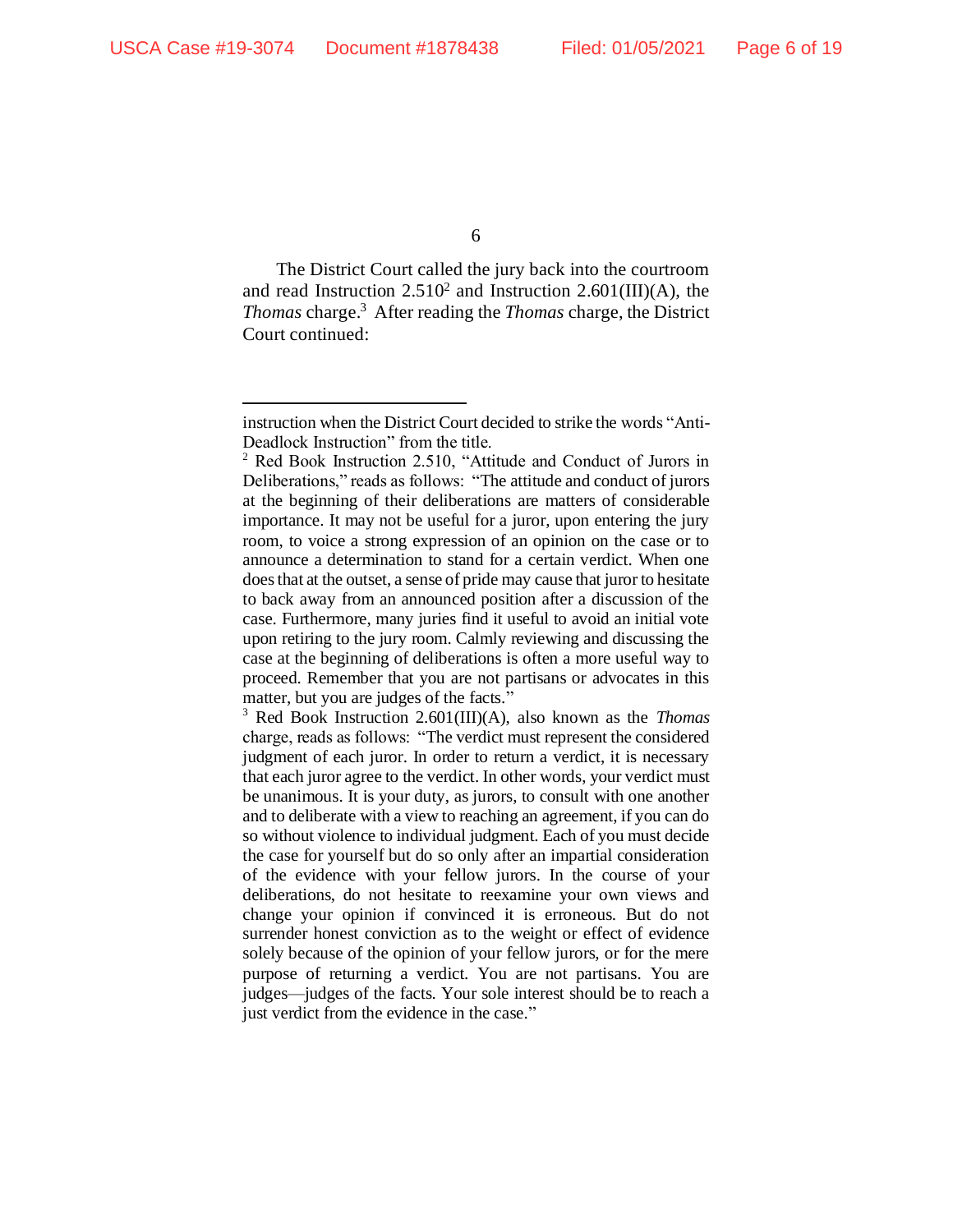The District Court called the jury back into the courtroom and read Instruction 2.510[2] and Instruction 2.601(III)(A), the *Thomas* charge.[3] After reading the *Thomas* charge, the District Court continued:

---

instruction when the District Court decided to strike the words "Anti-Deadlock Instruction" from the title.

[2] Red Book Instruction 2.510, "Attitude and Conduct of Jurors in Deliberations," reads as follows: "The attitude and conduct of jurors at the beginning of their deliberations are matters of considerable importance. It may not be useful for a juror, upon entering the jury room, to voice a strong expression of an opinion on the case or to announce a determination to stand for a certain verdict. When one does that at the outset, a sense of pride may cause that juror to hesitate to back away from an announced position after a discussion of the case. Furthermore, many juries find it useful to avoid an initial vote upon retiring to the jury room. Calmly reviewing and discussing the case at the beginning of deliberations is often a more useful way to proceed. Remember that you are not partisans or advocates in this matter, but you are judges of the facts."

[3] Red Book Instruction 2.601(III)(A), also known as the *Thomas* charge, reads as follows: "The verdict must represent the considered judgment of each juror. In order to return a verdict, it is necessary that each juror agree to the verdict. In other words, your verdict must be unanimous. It is your duty, as jurors, to consult with one another and to deliberate with a view to reaching an agreement, if you can do so without violence to individual judgment. Each of you must decide the case for yourself but do so only after an impartial consideration of the evidence with your fellow jurors. In the course of your deliberations, do not hesitate to reexamine your own views and change your opinion if convinced it is erroneous. But do not surrender honest conviction as to the weight or effect of evidence solely because of the opinion of your fellow jurors, or for the mere purpose of returning a verdict. You are not partisans. You are judges—judges of the facts. Your sole interest should be to reach a just verdict from the evidence in the case."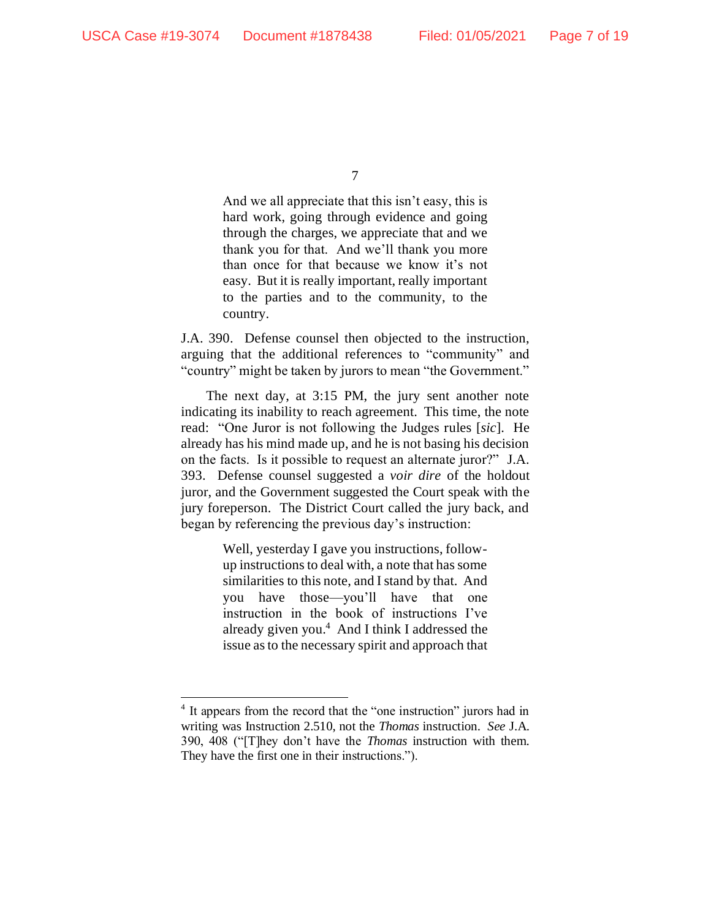> And we all appreciate that this isn't easy, this is hard work, going through evidence and going through the charges, we appreciate that and we thank you for that. And we'll thank you more than once for that because we know it's not easy. But it is really important, really important to the parties and to the community, to the country.

J.A. 390. Defense counsel then objected to the instruction, arguing that the additional references to "community" and "country" might be taken by jurors to mean "the Government."

The next day, at 3:15 PM, the jury sent another note indicating its inability to reach agreement. This time, the note read: "One Juror is not following the Judges rules [*sic*]. He already has his mind made up, and he is not basing his decision on the facts. Is it possible to request an alternate juror?" J.A. 393. Defense counsel suggested a *voir dire* of the holdout juror, and the Government suggested the Court speak with the jury foreperson. The District Court called the jury back, and began by referencing the previous day's instruction:

> Well, yesterday I gave you instructions, follow-up instructions to deal with, a note that has some similarities to this note, and I stand by that. And you have those—you'll have that one instruction in the book of instructions I've already given you.[4] And I think I addressed the issue as to the necessary spirit and approach that

[4] It appears from the record that the "one instruction" jurors had in writing was Instruction 2.510, not the *Thomas* instruction. *See* J.A. 390, 408 ("[T]hey don't have the *Thomas* instruction with them. They have the first one in their instructions.").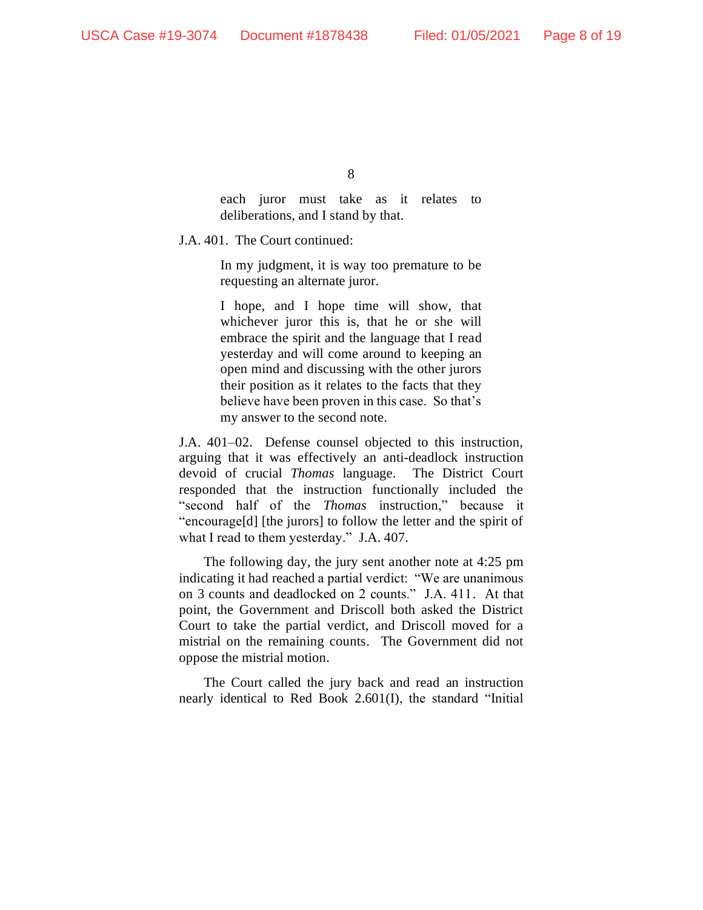> each juror must take as it relates to deliberations, and I stand by that.

J.A. 401. The Court continued:

> In my judgment, it is way too premature to be requesting an alternate juror.
>
> I hope, and I hope time will show, that whichever juror this is, that he or she will embrace the spirit and the language that I read yesterday and will come around to keeping an open mind and discussing with the other jurors their position as it relates to the facts that they believe have been proven in this case. So that's my answer to the second note.

J.A. 401–02. Defense counsel objected to this instruction, arguing that it was effectively an anti-deadlock instruction devoid of crucial *Thomas* language. The District Court responded that the instruction functionally included the "second half of the *Thomas* instruction," because it "encourage[d] [the jurors] to follow the letter and the spirit of what I read to them yesterday." J.A. 407.

The following day, the jury sent another note at 4:25 pm indicating it had reached a partial verdict: "We are unanimous on 3 counts and deadlocked on 2 counts." J.A. 411. At that point, the Government and Driscoll both asked the District Court to take the partial verdict, and Driscoll moved for a mistrial on the remaining counts. The Government did not oppose the mistrial motion.

The Court called the jury back and read an instruction nearly identical to Red Book 2.601(I), the standard "Initial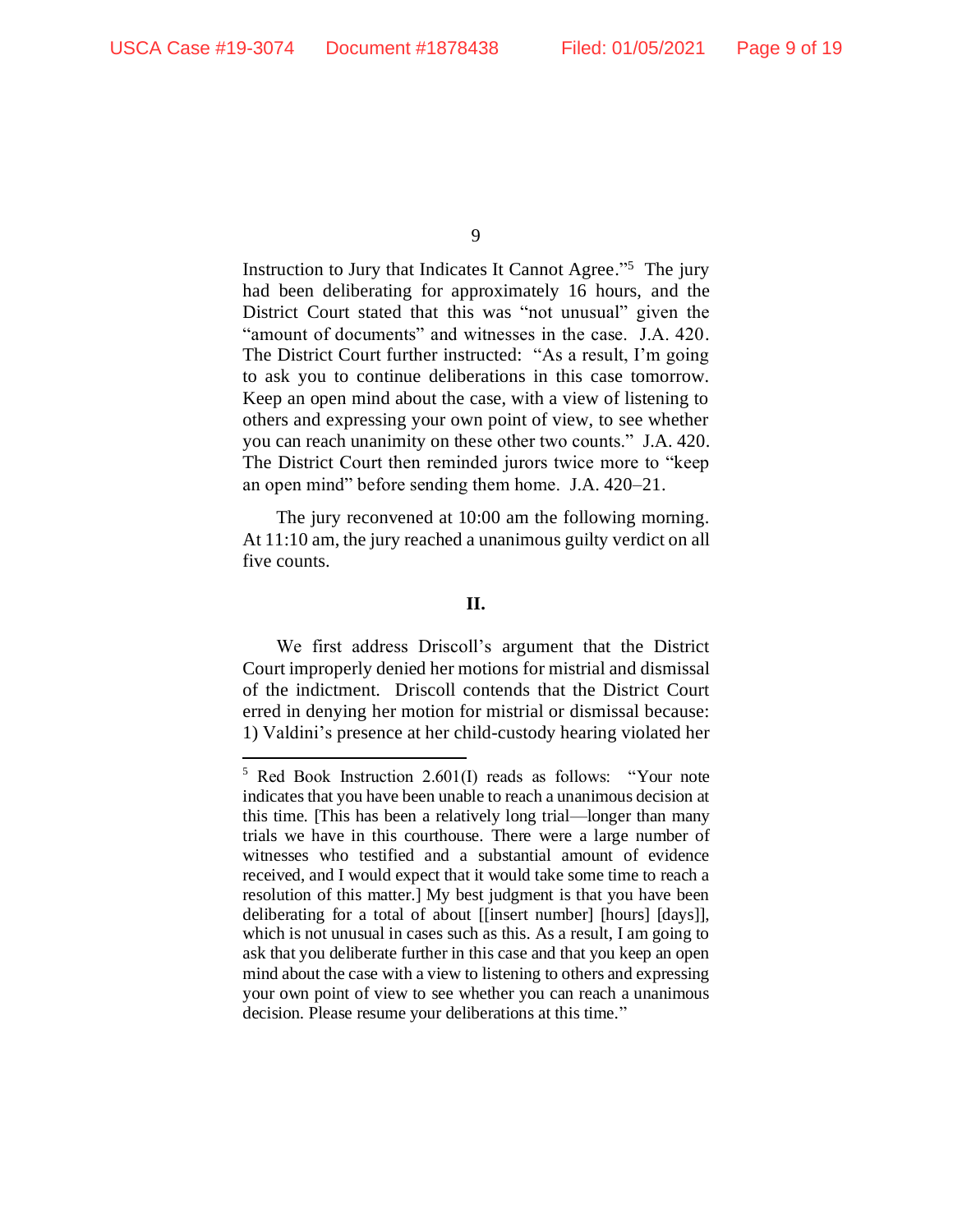Instruction to Jury that Indicates It Cannot Agree."[5] The jury had been deliberating for approximately 16 hours, and the District Court stated that this was "not unusual" given the "amount of documents" and witnesses in the case. J.A. 420. The District Court further instructed: "As a result, I'm going to ask you to continue deliberations in this case tomorrow. Keep an open mind about the case, with a view of listening to others and expressing your own point of view, to see whether you can reach unanimity on these other two counts." J.A. 420. The District Court then reminded jurors twice more to "keep an open mind" before sending them home. J.A. 420–21.

The jury reconvened at 10:00 am the following morning. At 11:10 am, the jury reached a unanimous guilty verdict on all five counts.

## II.

We first address Driscoll's argument that the District Court improperly denied her motions for mistrial and dismissal of the indictment. Driscoll contends that the District Court erred in denying her motion for mistrial or dismissal because: 1) Valdini's presence at her child-custody hearing violated her

---

[5] Red Book Instruction 2.601(I) reads as follows: "Your note indicates that you have been unable to reach a unanimous decision at this time. [This has been a relatively long trial—longer than many trials we have in this courthouse. There were a large number of witnesses who testified and a substantial amount of evidence received, and I would expect that it would take some time to reach a resolution of this matter.] My best judgment is that you have been deliberating for a total of about [[insert number] [hours] [days]], which is not unusual in cases such as this. As a result, I am going to ask that you deliberate further in this case and that you keep an open mind about the case with a view to listening to others and expressing your own point of view to see whether you can reach a unanimous decision. Please resume your deliberations at this time."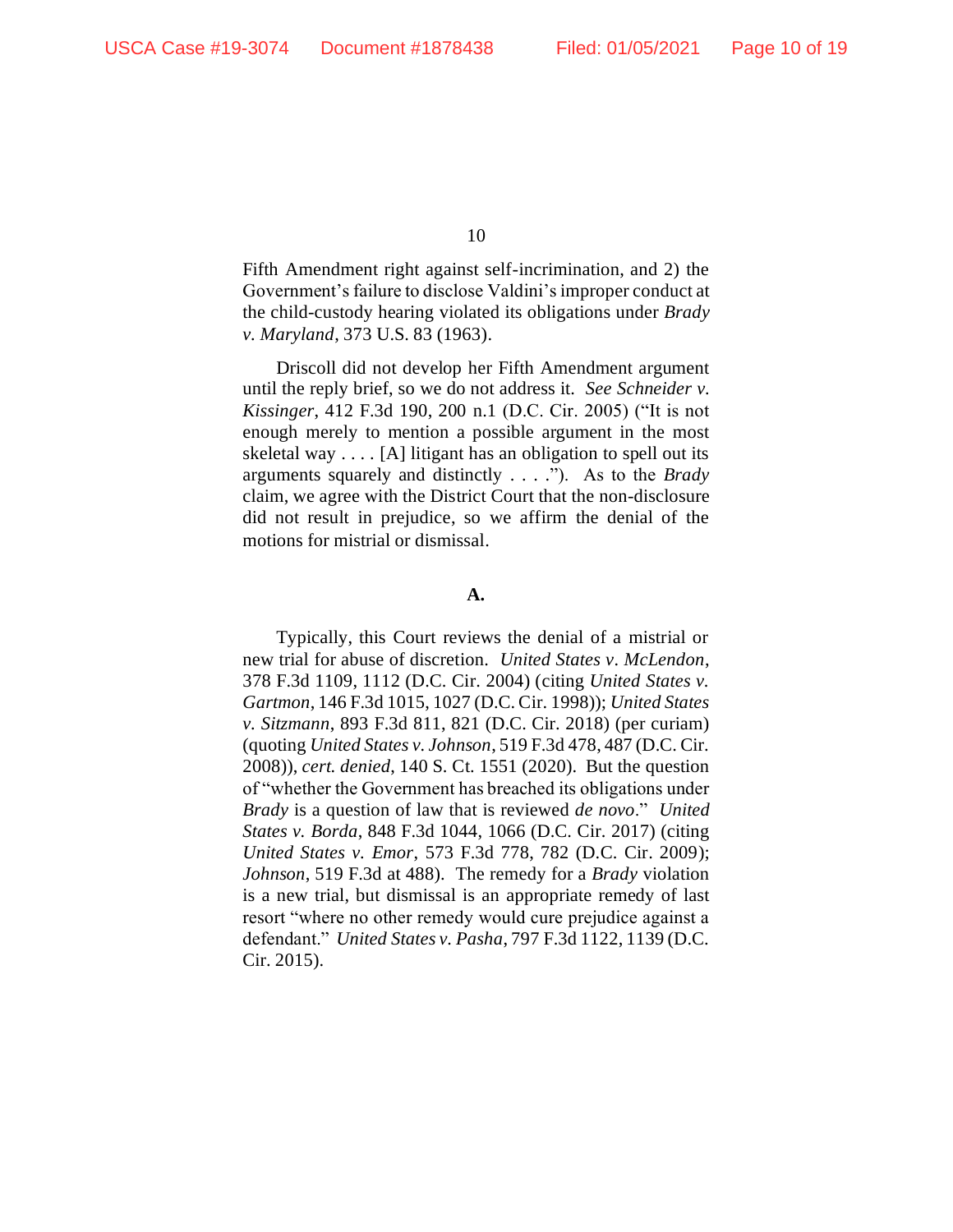Fifth Amendment right against self-incrimination, and 2) the Government's failure to disclose Valdini's improper conduct at the child-custody hearing violated its obligations under *Brady v. Maryland*, 373 U.S. 83 (1963).

Driscoll did not develop her Fifth Amendment argument until the reply brief, so we do not address it. *See Schneider v. Kissinger*, 412 F.3d 190, 200 n.1 (D.C. Cir. 2005) ("It is not enough merely to mention a possible argument in the most skeletal way . . . . [A] litigant has an obligation to spell out its arguments squarely and distinctly . . . ."). As to the *Brady* claim, we agree with the District Court that the non-disclosure did not result in prejudice, so we affirm the denial of the motions for mistrial or dismissal.

**A.**

Typically, this Court reviews the denial of a mistrial or new trial for abuse of discretion. *United States v. McLendon*, 378 F.3d 1109, 1112 (D.C. Cir. 2004) (citing *United States v. Gartmon*, 146 F.3d 1015, 1027 (D.C. Cir. 1998)); *United States v. Sitzmann*, 893 F.3d 811, 821 (D.C. Cir. 2018) (per curiam) (quoting *United States v. Johnson*, 519 F.3d 478, 487 (D.C. Cir. 2008)), *cert. denied*, 140 S. Ct. 1551 (2020). But the question of "whether the Government has breached its obligations under *Brady* is a question of law that is reviewed *de novo*." *United States v. Borda*, 848 F.3d 1044, 1066 (D.C. Cir. 2017) (citing *United States v. Emor*, 573 F.3d 778, 782 (D.C. Cir. 2009); *Johnson*, 519 F.3d at 488). The remedy for a *Brady* violation is a new trial, but dismissal is an appropriate remedy of last resort "where no other remedy would cure prejudice against a defendant." *United States v. Pasha*, 797 F.3d 1122, 1139 (D.C. Cir. 2015).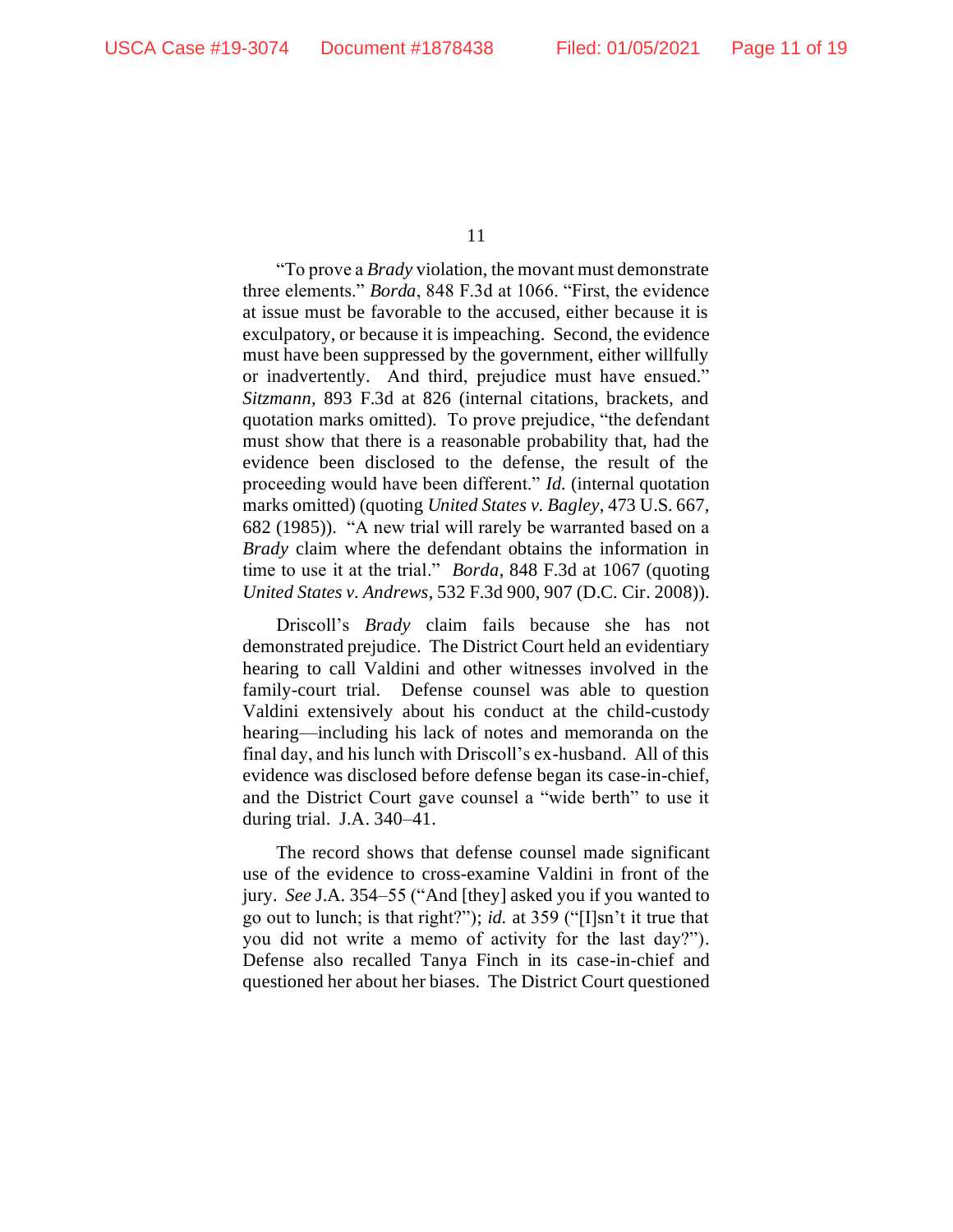"To prove a *Brady* violation, the movant must demonstrate three elements." *Borda*, 848 F.3d at 1066. "First, the evidence at issue must be favorable to the accused, either because it is exculpatory, or because it is impeaching. Second, the evidence must have been suppressed by the government, either willfully or inadvertently. And third, prejudice must have ensued." *Sitzmann,* 893 F.3d at 826 (internal citations, brackets, and quotation marks omitted). To prove prejudice, "the defendant must show that there is a reasonable probability that, had the evidence been disclosed to the defense, the result of the proceeding would have been different." *Id.* (internal quotation marks omitted) (quoting *United States v. Bagley*, 473 U.S. 667, 682 (1985)). "A new trial will rarely be warranted based on a *Brady* claim where the defendant obtains the information in time to use it at the trial." *Borda*, 848 F.3d at 1067 (quoting *United States v. Andrews*, 532 F.3d 900, 907 (D.C. Cir. 2008)).

Driscoll's *Brady* claim fails because she has not demonstrated prejudice. The District Court held an evidentiary hearing to call Valdini and other witnesses involved in the family-court trial. Defense counsel was able to question Valdini extensively about his conduct at the child-custody hearing—including his lack of notes and memoranda on the final day, and his lunch with Driscoll's ex-husband. All of this evidence was disclosed before defense began its case-in-chief, and the District Court gave counsel a "wide berth" to use it during trial. J.A. 340–41.

The record shows that defense counsel made significant use of the evidence to cross-examine Valdini in front of the jury. *See* J.A. 354–55 ("And [they] asked you if you wanted to go out to lunch; is that right?"); *id.* at 359 ("[I]sn't it true that you did not write a memo of activity for the last day?"). Defense also recalled Tanya Finch in its case-in-chief and questioned her about her biases. The District Court questioned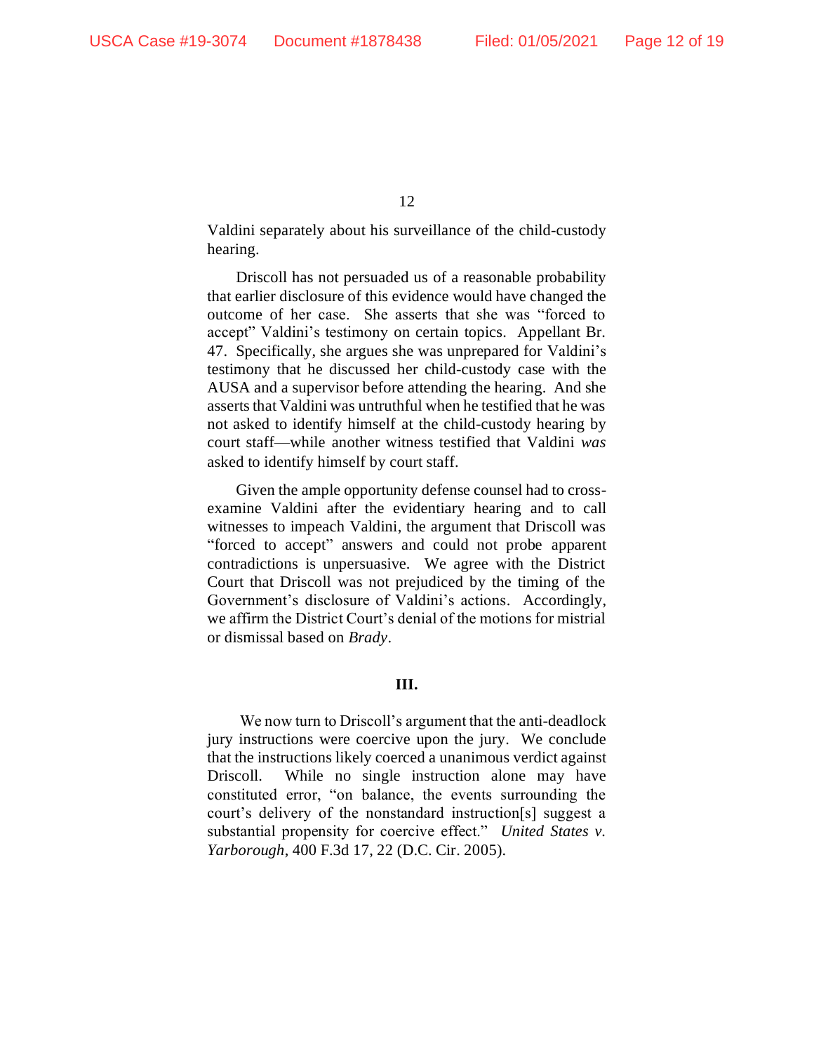Valdini separately about his surveillance of the child-custody hearing.

Driscoll has not persuaded us of a reasonable probability that earlier disclosure of this evidence would have changed the outcome of her case. She asserts that she was "forced to accept" Valdini's testimony on certain topics. Appellant Br. 47. Specifically, she argues she was unprepared for Valdini's testimony that he discussed her child-custody case with the AUSA and a supervisor before attending the hearing. And she asserts that Valdini was untruthful when he testified that he was not asked to identify himself at the child-custody hearing by court staff—while another witness testified that Valdini *was* asked to identify himself by court staff.

Given the ample opportunity defense counsel had to cross-examine Valdini after the evidentiary hearing and to call witnesses to impeach Valdini, the argument that Driscoll was "forced to accept" answers and could not probe apparent contradictions is unpersuasive. We agree with the District Court that Driscoll was not prejudiced by the timing of the Government's disclosure of Valdini's actions. Accordingly, we affirm the District Court's denial of the motions for mistrial or dismissal based on *Brady*.

## III.

We now turn to Driscoll's argument that the anti-deadlock jury instructions were coercive upon the jury. We conclude that the instructions likely coerced a unanimous verdict against Driscoll. While no single instruction alone may have constituted error, "on balance, the events surrounding the court's delivery of the nonstandard instruction[s] suggest a substantial propensity for coercive effect." *United States v. Yarborough*, 400 F.3d 17, 22 (D.C. Cir. 2005).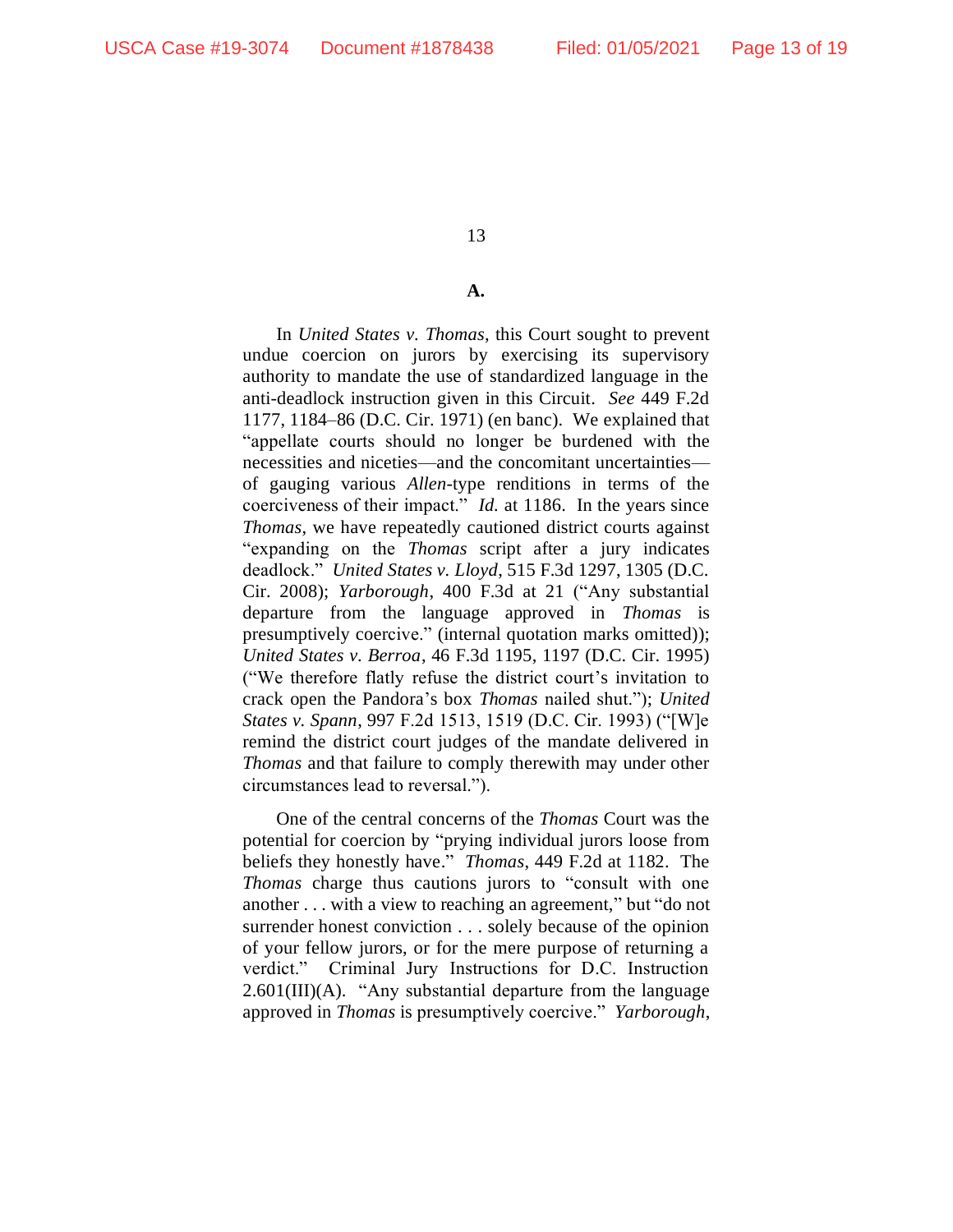## A.

In *United States v. Thomas*, this Court sought to prevent undue coercion on jurors by exercising its supervisory authority to mandate the use of standardized language in the anti-deadlock instruction given in this Circuit. *See* 449 F.2d 1177, 1184–86 (D.C. Cir. 1971) (en banc). We explained that "appellate courts should no longer be burdened with the necessities and niceties—and the concomitant uncertainties—of gauging various *Allen*-type renditions in terms of the coerciveness of their impact." *Id.* at 1186. In the years since *Thomas*, we have repeatedly cautioned district courts against "expanding on the *Thomas* script after a jury indicates deadlock." *United States v. Lloyd*, 515 F.3d 1297, 1305 (D.C. Cir. 2008); *Yarborough*, 400 F.3d at 21 ("Any substantial departure from the language approved in *Thomas* is presumptively coercive." (internal quotation marks omitted)); *United States v. Berroa*, 46 F.3d 1195, 1197 (D.C. Cir. 1995) ("We therefore flatly refuse the district court's invitation to crack open the Pandora's box *Thomas* nailed shut."); *United States v. Spann*, 997 F.2d 1513, 1519 (D.C. Cir. 1993) ("[W]e remind the district court judges of the mandate delivered in *Thomas* and that failure to comply therewith may under other circumstances lead to reversal.").

One of the central concerns of the *Thomas* Court was the potential for coercion by "prying individual jurors loose from beliefs they honestly have." *Thomas*, 449 F.2d at 1182. The *Thomas* charge thus cautions jurors to "consult with one another . . . with a view to reaching an agreement," but "do not surrender honest conviction . . . solely because of the opinion of your fellow jurors, or for the mere purpose of returning a verdict." Criminal Jury Instructions for D.C. Instruction 2.601(III)(A). "Any substantial departure from the language approved in *Thomas* is presumptively coercive." *Yarborough*,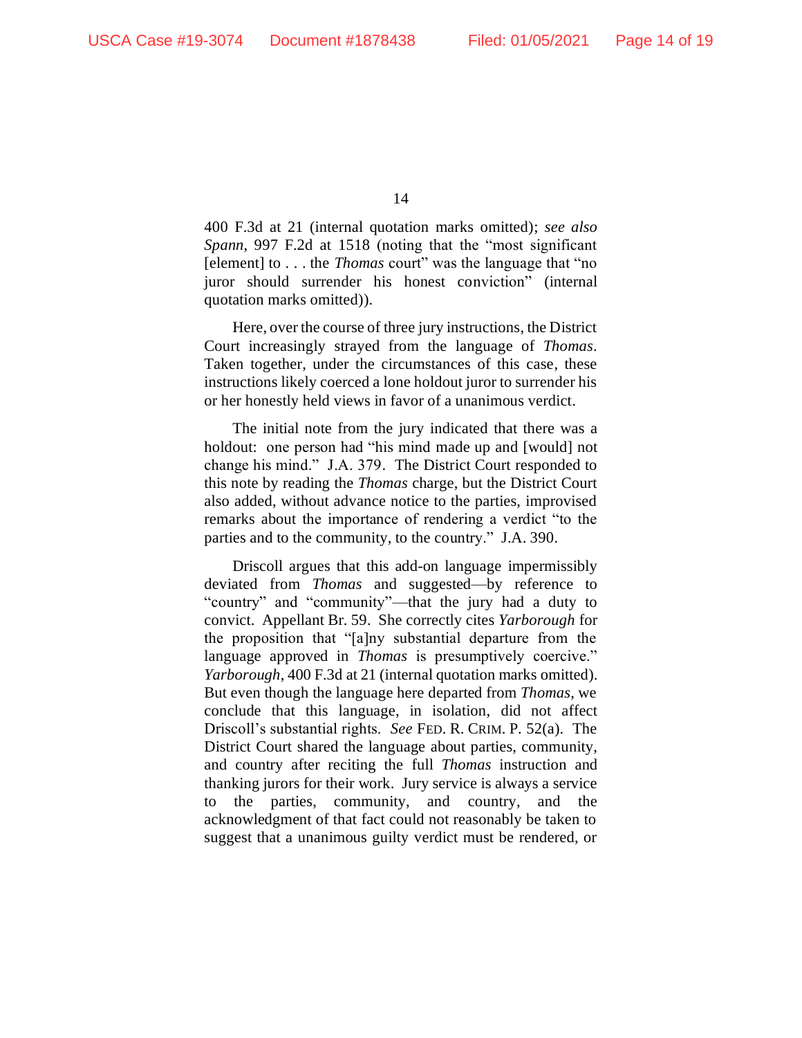400 F.3d at 21 (internal quotation marks omitted); *see also Spann*, 997 F.2d at 1518 (noting that the "most significant [element] to . . . the *Thomas* court" was the language that "no juror should surrender his honest conviction" (internal quotation marks omitted)).

Here, over the course of three jury instructions, the District Court increasingly strayed from the language of *Thomas*. Taken together, under the circumstances of this case, these instructions likely coerced a lone holdout juror to surrender his or her honestly held views in favor of a unanimous verdict.

The initial note from the jury indicated that there was a holdout: one person had "his mind made up and [would] not change his mind." J.A. 379. The District Court responded to this note by reading the *Thomas* charge, but the District Court also added, without advance notice to the parties, improvised remarks about the importance of rendering a verdict "to the parties and to the community, to the country." J.A. 390.

Driscoll argues that this add-on language impermissibly deviated from *Thomas* and suggested—by reference to "country" and "community"—that the jury had a duty to convict. Appellant Br. 59. She correctly cites *Yarborough* for the proposition that "[a]ny substantial departure from the language approved in *Thomas* is presumptively coercive." *Yarborough*, 400 F.3d at 21 (internal quotation marks omitted). But even though the language here departed from *Thomas*, we conclude that this language, in isolation, did not affect Driscoll's substantial rights. *See* FED. R. CRIM. P. 52(a). The District Court shared the language about parties, community, and country after reciting the full *Thomas* instruction and thanking jurors for their work. Jury service is always a service to the parties, community, and country, and the acknowledgment of that fact could not reasonably be taken to suggest that a unanimous guilty verdict must be rendered, or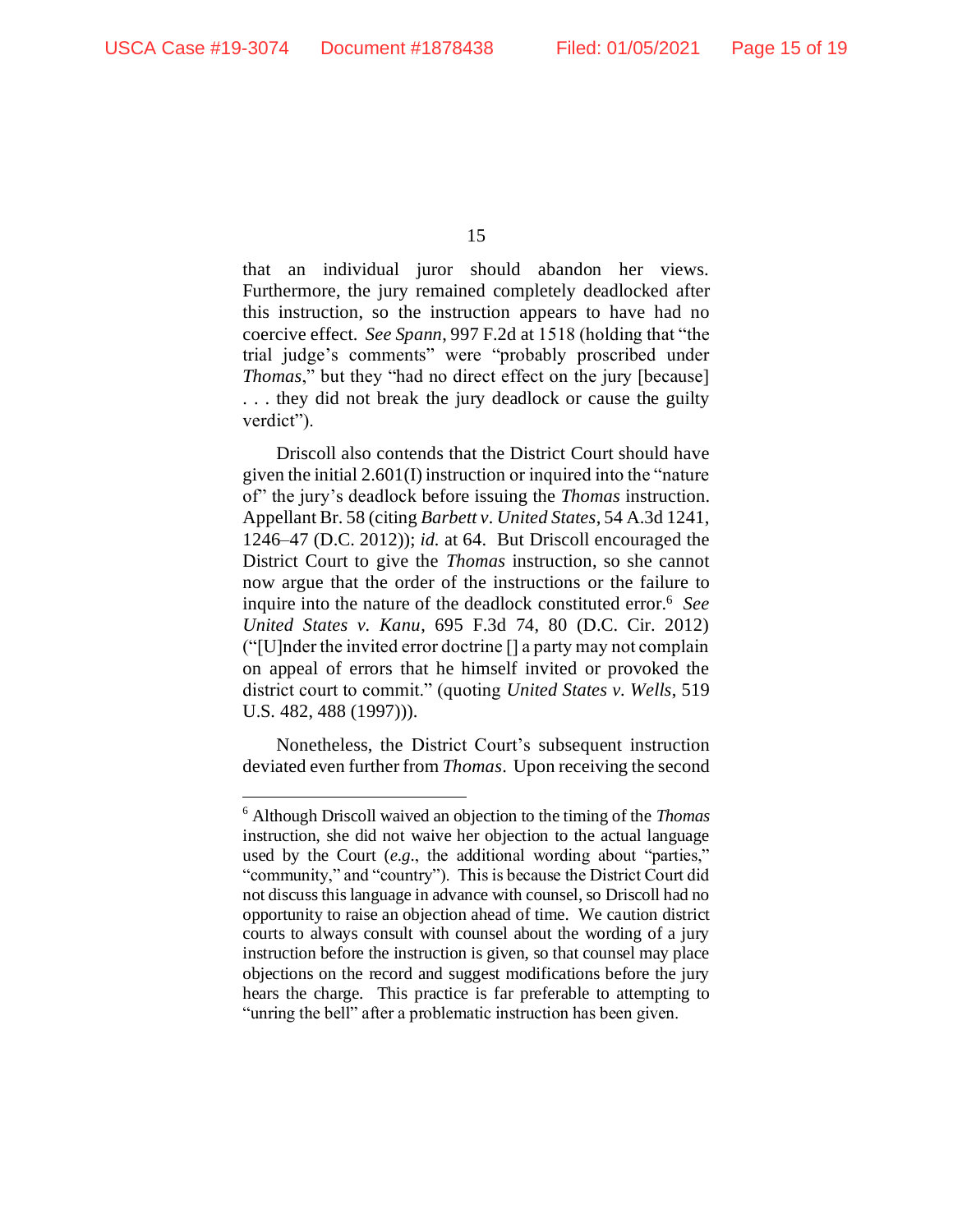that an individual juror should abandon her views. Furthermore, the jury remained completely deadlocked after this instruction, so the instruction appears to have had no coercive effect. *See Spann*, 997 F.2d at 1518 (holding that "the trial judge's comments" were "probably proscribed under *Thomas*," but they "had no direct effect on the jury [because] . . . they did not break the jury deadlock or cause the guilty verdict").

Driscoll also contends that the District Court should have given the initial 2.601(I) instruction or inquired into the "nature of" the jury's deadlock before issuing the *Thomas* instruction. Appellant Br. 58 (citing *Barbett v. United States*, 54 A.3d 1241, 1246–47 (D.C. 2012)); *id.* at 64. But Driscoll encouraged the District Court to give the *Thomas* instruction, so she cannot now argue that the order of the instructions or the failure to inquire into the nature of the deadlock constituted error.[6] *See United States v. Kanu*, 695 F.3d 74, 80 (D.C. Cir. 2012) ("[U]nder the invited error doctrine [] a party may not complain on appeal of errors that he himself invited or provoked the district court to commit." (quoting *United States v. Wells*, 519 U.S. 482, 488 (1997))).

Nonetheless, the District Court's subsequent instruction deviated even further from *Thomas*. Upon receiving the second

---

[6] Although Driscoll waived an objection to the timing of the *Thomas* instruction, she did not waive her objection to the actual language used by the Court (*e.g.*, the additional wording about "parties," "community," and "country"). This is because the District Court did not discuss this language in advance with counsel, so Driscoll had no opportunity to raise an objection ahead of time. We caution district courts to always consult with counsel about the wording of a jury instruction before the instruction is given, so that counsel may place objections on the record and suggest modifications before the jury hears the charge. This practice is far preferable to attempting to "unring the bell" after a problematic instruction has been given.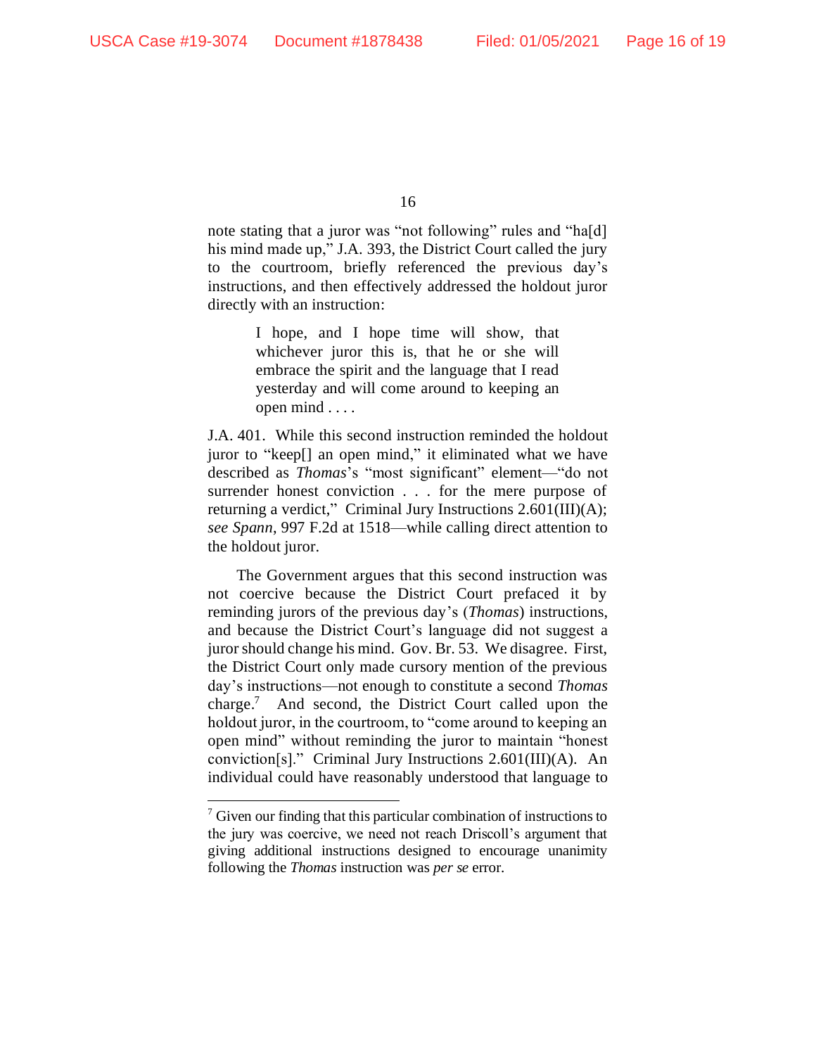note stating that a juror was "not following" rules and "ha[d] his mind made up," J.A. 393, the District Court called the jury to the courtroom, briefly referenced the previous day's instructions, and then effectively addressed the holdout juror directly with an instruction:

> I hope, and I hope time will show, that whichever juror this is, that he or she will embrace the spirit and the language that I read yesterday and will come around to keeping an open mind . . . .

J.A. 401. While this second instruction reminded the holdout juror to "keep[] an open mind," it eliminated what we have described as *Thomas*'s "most significant" element—"do not surrender honest conviction . . . for the mere purpose of returning a verdict," Criminal Jury Instructions 2.601(III)(A); *see Spann*, 997 F.2d at 1518—while calling direct attention to the holdout juror.

The Government argues that this second instruction was not coercive because the District Court prefaced it by reminding jurors of the previous day's (*Thomas*) instructions, and because the District Court's language did not suggest a juror should change his mind. Gov. Br. 53. We disagree. First, the District Court only made cursory mention of the previous day's instructions—not enough to constitute a second *Thomas* charge.[7] And second, the District Court called upon the holdout juror, in the courtroom, to "come around to keeping an open mind" without reminding the juror to maintain "honest conviction[s]." Criminal Jury Instructions 2.601(III)(A). An individual could have reasonably understood that language to

---

[7] Given our finding that this particular combination of instructions to the jury was coercive, we need not reach Driscoll's argument that giving additional instructions designed to encourage unanimity following the *Thomas* instruction was *per se* error.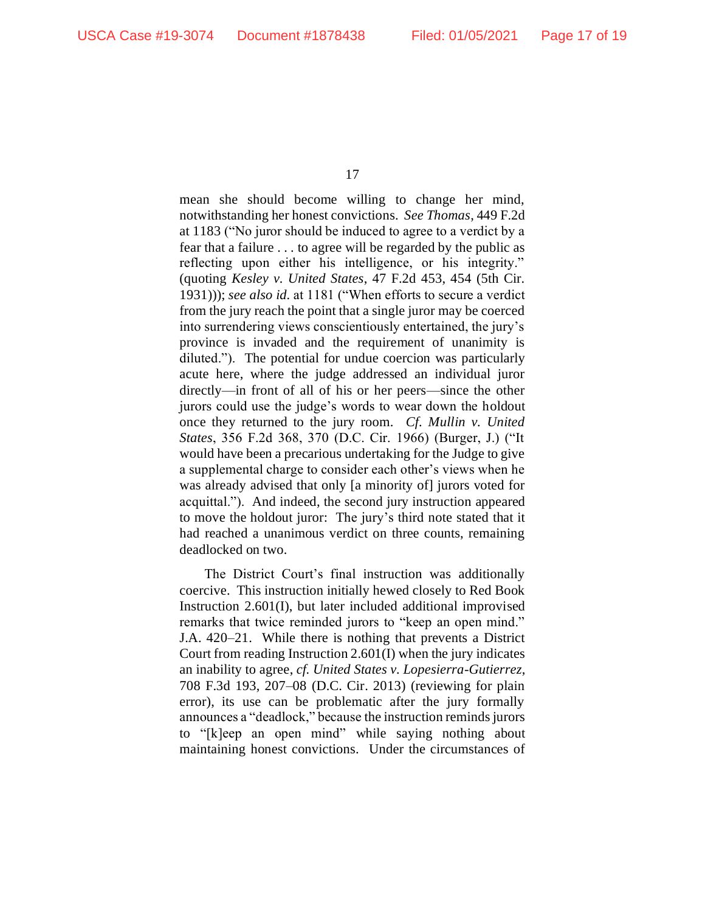mean she should become willing to change her mind, notwithstanding her honest convictions. *See Thomas*, 449 F.2d at 1183 ("No juror should be induced to agree to a verdict by a fear that a failure . . . to agree will be regarded by the public as reflecting upon either his intelligence, or his integrity." (quoting *Kesley v. United States*, 47 F.2d 453, 454 (5th Cir. 1931))); *see also id.* at 1181 ("When efforts to secure a verdict from the jury reach the point that a single juror may be coerced into surrendering views conscientiously entertained, the jury's province is invaded and the requirement of unanimity is diluted."). The potential for undue coercion was particularly acute here, where the judge addressed an individual juror directly—in front of all of his or her peers—since the other jurors could use the judge's words to wear down the holdout once they returned to the jury room. *Cf. Mullin v. United States*, 356 F.2d 368, 370 (D.C. Cir. 1966) (Burger, J.) ("It would have been a precarious undertaking for the Judge to give a supplemental charge to consider each other's views when he was already advised that only [a minority of] jurors voted for acquittal."). And indeed, the second jury instruction appeared to move the holdout juror: The jury's third note stated that it had reached a unanimous verdict on three counts, remaining deadlocked on two.

The District Court's final instruction was additionally coercive. This instruction initially hewed closely to Red Book Instruction 2.601(I), but later included additional improvised remarks that twice reminded jurors to "keep an open mind." J.A. 420–21. While there is nothing that prevents a District Court from reading Instruction 2.601(I) when the jury indicates an inability to agree, *cf. United States v. Lopesierra-Gutierrez*, 708 F.3d 193, 207–08 (D.C. Cir. 2013) (reviewing for plain error), its use can be problematic after the jury formally announces a "deadlock," because the instruction reminds jurors to "[k]eep an open mind" while saying nothing about maintaining honest convictions. Under the circumstances of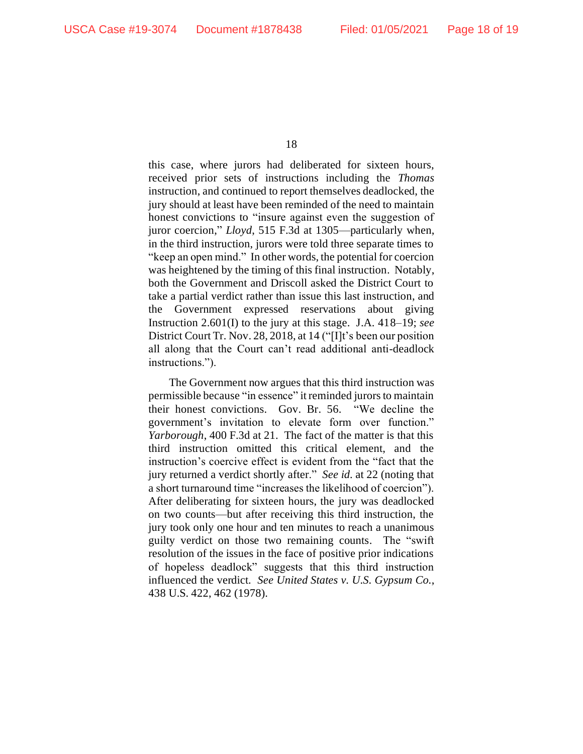this case, where jurors had deliberated for sixteen hours, received prior sets of instructions including the *Thomas* instruction, and continued to report themselves deadlocked, the jury should at least have been reminded of the need to maintain honest convictions to "insure against even the suggestion of juror coercion," *Lloyd*, 515 F.3d at 1305—particularly when, in the third instruction, jurors were told three separate times to "keep an open mind." In other words, the potential for coercion was heightened by the timing of this final instruction. Notably, both the Government and Driscoll asked the District Court to take a partial verdict rather than issue this last instruction, and the Government expressed reservations about giving Instruction 2.601(I) to the jury at this stage. J.A. 418–19; *see* District Court Tr. Nov. 28, 2018, at 14 ("[I]t's been our position all along that the Court can't read additional anti-deadlock instructions.").

The Government now argues that this third instruction was permissible because "in essence" it reminded jurors to maintain their honest convictions. Gov. Br. 56. "We decline the government's invitation to elevate form over function." *Yarborough*, 400 F.3d at 21. The fact of the matter is that this third instruction omitted this critical element, and the instruction's coercive effect is evident from the "fact that the jury returned a verdict shortly after." *See id.* at 22 (noting that a short turnaround time "increases the likelihood of coercion"). After deliberating for sixteen hours, the jury was deadlocked on two counts—but after receiving this third instruction, the jury took only one hour and ten minutes to reach a unanimous guilty verdict on those two remaining counts. The "swift resolution of the issues in the face of positive prior indications of hopeless deadlock" suggests that this third instruction influenced the verdict. *See United States v. U.S. Gypsum Co.*, 438 U.S. 422, 462 (1978).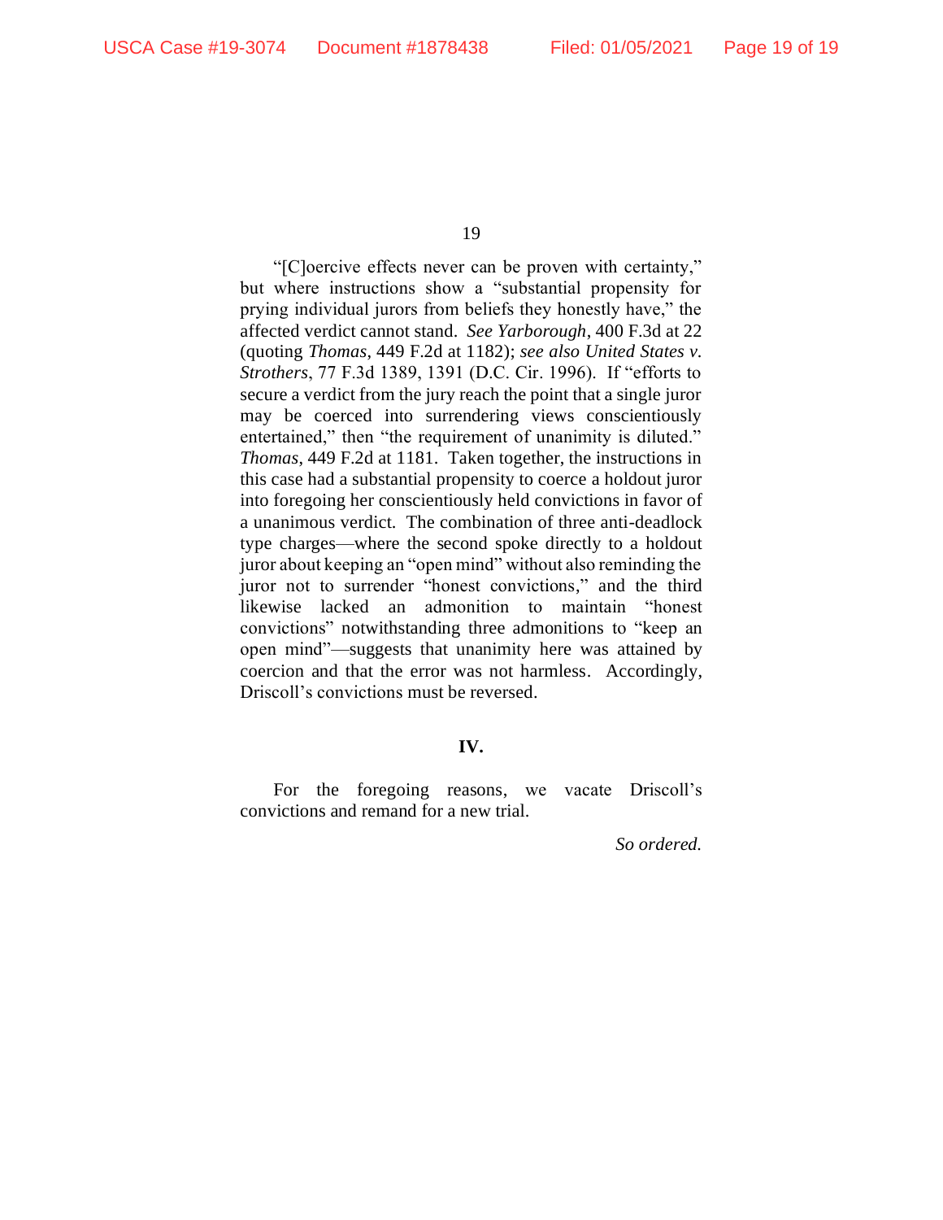"[C]oercive effects never can be proven with certainty," but where instructions show a "substantial propensity for prying individual jurors from beliefs they honestly have," the affected verdict cannot stand. *See Yarborough*, 400 F.3d at 22 (quoting *Thomas*, 449 F.2d at 1182); *see also United States v. Strothers*, 77 F.3d 1389, 1391 (D.C. Cir. 1996). If "efforts to secure a verdict from the jury reach the point that a single juror may be coerced into surrendering views conscientiously entertained," then "the requirement of unanimity is diluted." *Thomas*, 449 F.2d at 1181. Taken together, the instructions in this case had a substantial propensity to coerce a holdout juror into foregoing her conscientiously held convictions in favor of a unanimous verdict. The combination of three anti-deadlock type charges—where the second spoke directly to a holdout juror about keeping an "open mind" without also reminding the juror not to surrender "honest convictions," and the third likewise lacked an admonition to maintain "honest convictions" notwithstanding three admonitions to "keep an open mind"—suggests that unanimity here was attained by coercion and that the error was not harmless. Accordingly, Driscoll's convictions must be reversed.

## IV.

For the foregoing reasons, we vacate Driscoll's convictions and remand for a new trial.

*So ordered.*